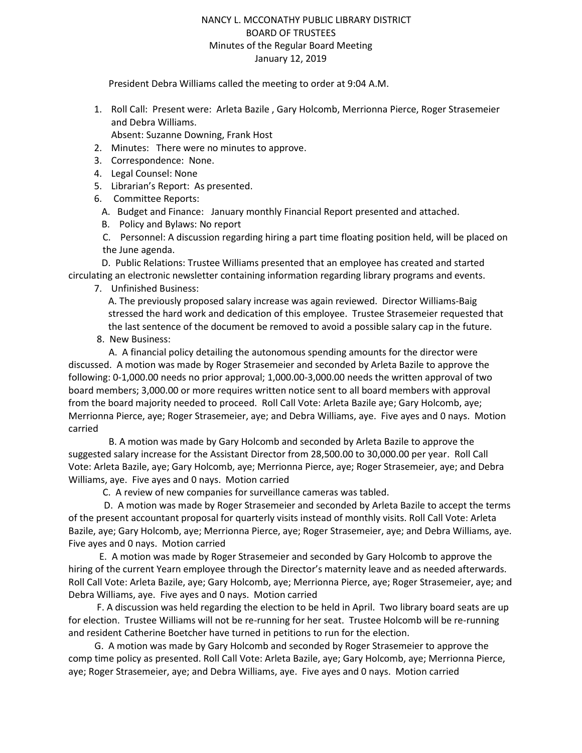NANCY L. MCCONATHY PUBLIC LIBRARY DISTRICT
BOARD OF TRUSTEES
Minutes of the Regular Board Meeting
January 12, 2019

President Debra Williams called the meeting to order at 9:04 A.M.

1. Roll Call: Present were: Arleta Bazile , Gary Holcomb, Merrionna Pierce, Roger Strasemeier and Debra Williams.
   Absent: Suzanne Downing, Frank Host
2. Minutes: There were no minutes to approve.
3. Correspondence: None.
4. Legal Counsel: None
5. Librarian's Report: As presented.
6. Committee Reports:
   A. Budget and Finance: January monthly Financial Report presented and attached.
   B. Policy and Bylaws: No report
   C. Personnel: A discussion regarding hiring a part time floating position held, will be placed on the June agenda.
   D. Public Relations: Trustee Williams presented that an employee has created and started circulating an electronic newsletter containing information regarding library programs and events.
7. Unfinished Business:
   A. The previously proposed salary increase was again reviewed. Director Williams-Baig stressed the hard work and dedication of this employee. Trustee Strasemeier requested that the last sentence of the document be removed to avoid a possible salary cap in the future.
8. New Business:
   A. A financial policy detailing the autonomous spending amounts for the director were discussed. A motion was made by Roger Strasemeier and seconded by Arleta Bazile to approve the following: 0-1,000.00 needs no prior approval; 1,000.00-3,000.00 needs the written approval of two board members; 3,000.00 or more requires written notice sent to all board members with approval from the board majority needed to proceed. Roll Call Vote: Arleta Bazile aye; Gary Holcomb, aye; Merrionna Pierce, aye; Roger Strasemeier, aye; and Debra Williams, aye. Five ayes and 0 nays. Motion carried
   B. A motion was made by Gary Holcomb and seconded by Arleta Bazile to approve the suggested salary increase for the Assistant Director from 28,500.00 to 30,000.00 per year. Roll Call Vote: Arleta Bazile, aye; Gary Holcomb, aye; Merrionna Pierce, aye; Roger Strasemeier, aye; and Debra Williams, aye. Five ayes and 0 nays. Motion carried
   C. A review of new companies for surveillance cameras was tabled.
   D. A motion was made by Roger Strasemeier and seconded by Arleta Bazile to accept the terms of the present accountant proposal for quarterly visits instead of monthly visits. Roll Call Vote: Arleta Bazile, aye; Gary Holcomb, aye; Merrionna Pierce, aye; Roger Strasemeier, aye; and Debra Williams, aye. Five ayes and 0 nays. Motion carried
   E. A motion was made by Roger Strasemeier and seconded by Gary Holcomb to approve the hiring of the current Yearn employee through the Director's maternity leave and as needed afterwards. Roll Call Vote: Arleta Bazile, aye; Gary Holcomb, aye; Merrionna Pierce, aye; Roger Strasemeier, aye; and Debra Williams, aye. Five ayes and 0 nays. Motion carried
   F. A discussion was held regarding the election to be held in April. Two library board seats are up for election. Trustee Williams will not be re-running for her seat. Trustee Holcomb will be re-running and resident Catherine Boetcher have turned in petitions to run for the election.
   G. A motion was made by Gary Holcomb and seconded by Roger Strasemeier to approve the comp time policy as presented. Roll Call Vote: Arleta Bazile, aye; Gary Holcomb, aye; Merrionna Pierce, aye; Roger Strasemeier, aye; and Debra Williams, aye. Five ayes and 0 nays. Motion carried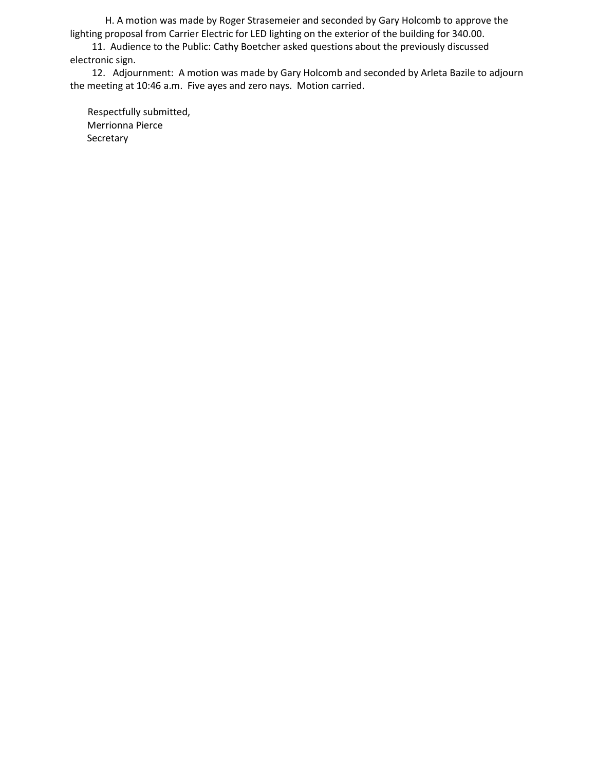H. A motion was made by Roger Strasemeier and seconded by Gary Holcomb to approve the lighting proposal from Carrier Electric for LED lighting on the exterior of the building for 340.00.

11. Audience to the Public: Cathy Boetcher asked questions about the previously discussed electronic sign.

12. Adjournment: A motion was made by Gary Holcomb and seconded by Arleta Bazile to adjourn the meeting at 10:46 a.m. Five ayes and zero nays. Motion carried.

Respectfully submitted,
Merrionna Pierce
Secretary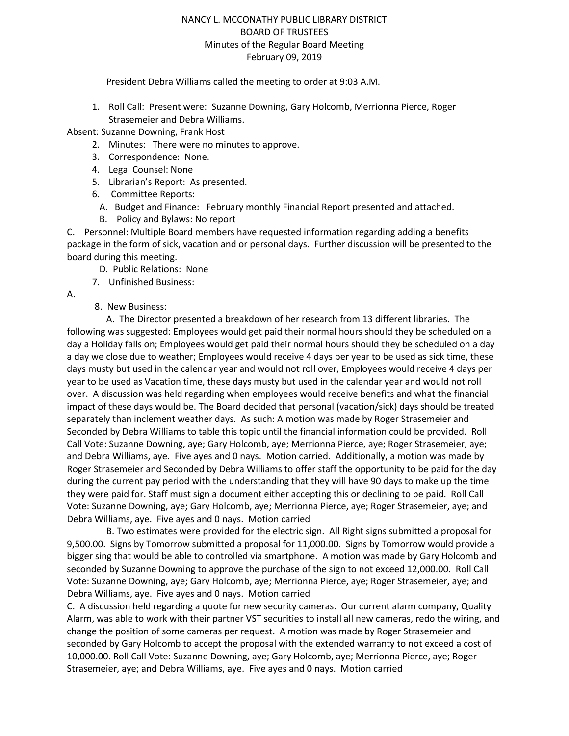NANCY L. MCCONATHY PUBLIC LIBRARY DISTRICT
BOARD OF TRUSTEES
Minutes of the Regular Board Meeting
February 09, 2019

President Debra Williams called the meeting to order at 9:03 A.M.

1. Roll Call: Present were: Suzanne Downing, Gary Holcomb, Merrionna Pierce, Roger Strasemeier and Debra Williams.

Absent: Suzanne Downing, Frank Host

2. Minutes: There were no minutes to approve.
3. Correspondence: None.
4. Legal Counsel: None
5. Librarian's Report: As presented.
6. Committee Reports:
   A. Budget and Finance: February monthly Financial Report presented and attached.
   B. Policy and Bylaws: No report

C. Personnel: Multiple Board members have requested information regarding adding a benefits package in the form of sick, vacation and or personal days. Further discussion will be presented to the board during this meeting.

   D. Public Relations: None

7. Unfinished Business:

A.

8. New Business:

A. The Director presented a breakdown of her research from 13 different libraries. The following was suggested: Employees would get paid their normal hours should they be scheduled on a day a Holiday falls on; Employees would get paid their normal hours should they be scheduled on a day a day we close due to weather; Employees would receive 4 days per year to be used as sick time, these days musty but used in the calendar year and would not roll over, Employees would receive 4 days per year to be used as Vacation time, these days musty but used in the calendar year and would not roll over. A discussion was held regarding when employees would receive benefits and what the financial impact of these days would be. The Board decided that personal (vacation/sick) days should be treated separately than inclement weather days. As such: A motion was made by Roger Strasemeier and Seconded by Debra Williams to table this topic until the financial information could be provided. Roll Call Vote: Suzanne Downing, aye; Gary Holcomb, aye; Merrionna Pierce, aye; Roger Strasemeier, aye; and Debra Williams, aye. Five ayes and 0 nays. Motion carried. Additionally, a motion was made by Roger Strasemeier and Seconded by Debra Williams to offer staff the opportunity to be paid for the day during the current pay period with the understanding that they will have 90 days to make up the time they were paid for. Staff must sign a document either accepting this or declining to be paid. Roll Call Vote: Suzanne Downing, aye; Gary Holcomb, aye; Merrionna Pierce, aye; Roger Strasemeier, aye; and Debra Williams, aye. Five ayes and 0 nays. Motion carried

B. Two estimates were provided for the electric sign. All Right signs submitted a proposal for 9,500.00. Signs by Tomorrow submitted a proposal for 11,000.00. Signs by Tomorrow would provide a bigger sing that would be able to controlled via smartphone. A motion was made by Gary Holcomb and seconded by Suzanne Downing to approve the purchase of the sign to not exceed 12,000.00. Roll Call Vote: Suzanne Downing, aye; Gary Holcomb, aye; Merrionna Pierce, aye; Roger Strasemeier, aye; and Debra Williams, aye. Five ayes and 0 nays. Motion carried

C. A discussion held regarding a quote for new security cameras. Our current alarm company, Quality Alarm, was able to work with their partner VST securities to install all new cameras, redo the wiring, and change the position of some cameras per request. A motion was made by Roger Strasemeier and seconded by Gary Holcomb to accept the proposal with the extended warranty to not exceed a cost of 10,000.00. Roll Call Vote: Suzanne Downing, aye; Gary Holcomb, aye; Merrionna Pierce, aye; Roger Strasemeier, aye; and Debra Williams, aye. Five ayes and 0 nays. Motion carried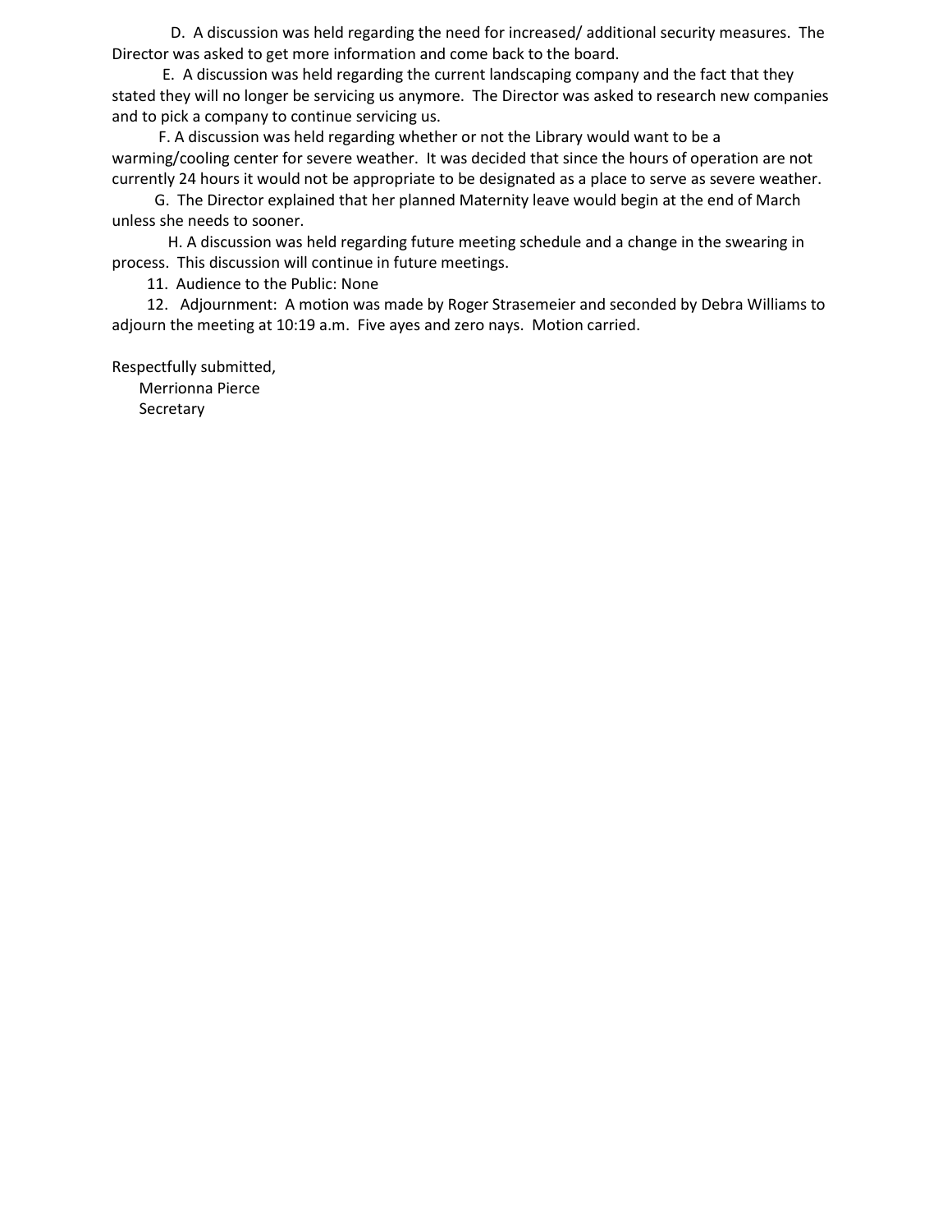D. A discussion was held regarding the need for increased/ additional security measures. The Director was asked to get more information and come back to the board.

E. A discussion was held regarding the current landscaping company and the fact that they stated they will no longer be servicing us anymore. The Director was asked to research new companies and to pick a company to continue servicing us.

F. A discussion was held regarding whether or not the Library would want to be a warming/cooling center for severe weather. It was decided that since the hours of operation are not currently 24 hours it would not be appropriate to be designated as a place to serve as severe weather.

G. The Director explained that her planned Maternity leave would begin at the end of March unless she needs to sooner.

H. A discussion was held regarding future meeting schedule and a change in the swearing in process. This discussion will continue in future meetings.

11. Audience to the Public: None

12. Adjournment: A motion was made by Roger Strasemeier and seconded by Debra Williams to adjourn the meeting at 10:19 a.m. Five ayes and zero nays. Motion carried.

Respectfully submitted,
Merrionna Pierce
Secretary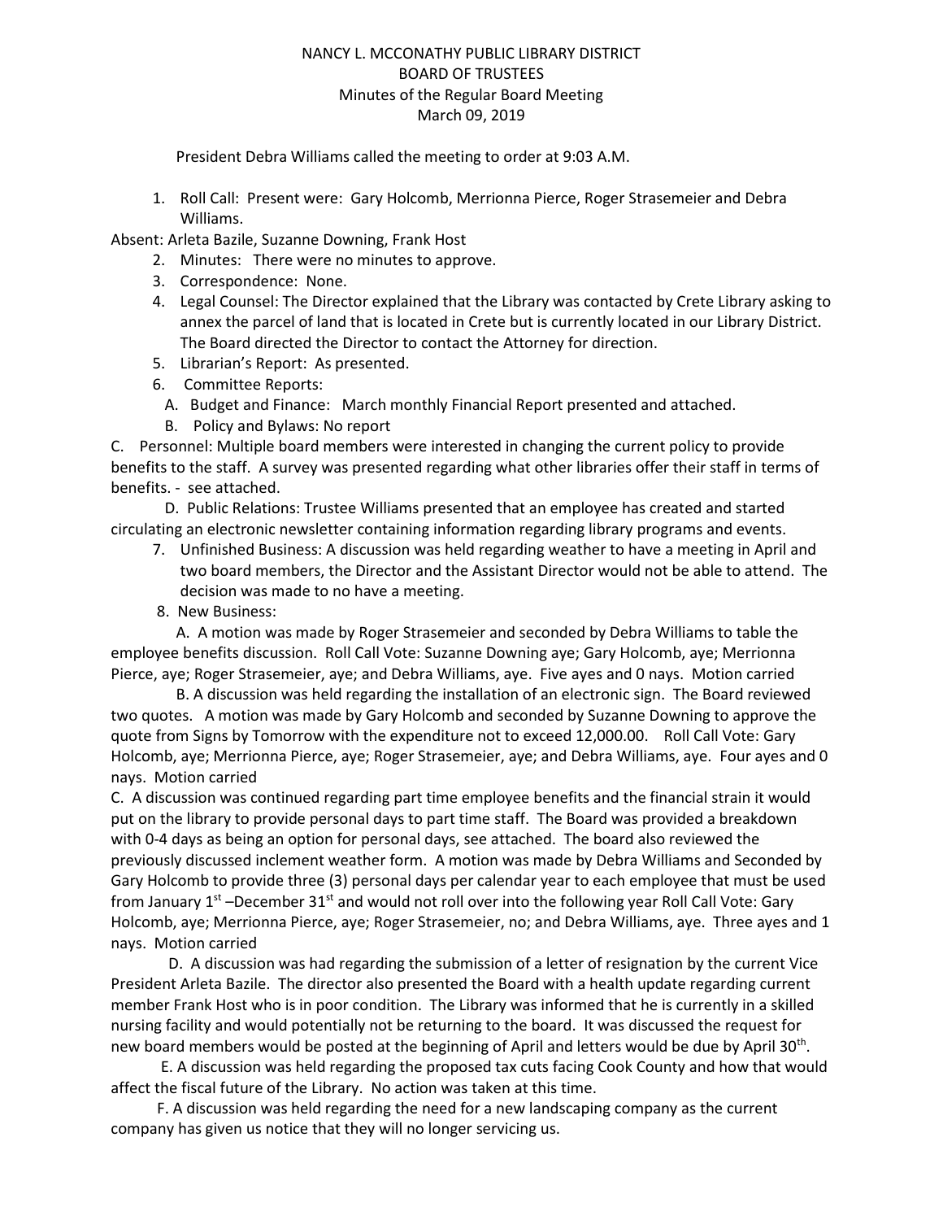NANCY L. MCCONATHY PUBLIC LIBRARY DISTRICT
BOARD OF TRUSTEES
Minutes of the Regular Board Meeting
March 09, 2019

President Debra Williams called the meeting to order at 9:03 A.M.

1. Roll Call: Present were: Gary Holcomb, Merrionna Pierce, Roger Strasemeier and Debra Williams.

Absent: Arleta Bazile, Suzanne Downing, Frank Host

2. Minutes: There were no minutes to approve.
3. Correspondence: None.
4. Legal Counsel: The Director explained that the Library was contacted by Crete Library asking to annex the parcel of land that is located in Crete but is currently located in our Library District. The Board directed the Director to contact the Attorney for direction.
5. Librarian's Report: As presented.
6. Committee Reports:
   A. Budget and Finance: March monthly Financial Report presented and attached.
   B. Policy and Bylaws: No report

C. Personnel: Multiple board members were interested in changing the current policy to provide benefits to the staff. A survey was presented regarding what other libraries offer their staff in terms of benefits. - see attached.

D. Public Relations: Trustee Williams presented that an employee has created and started circulating an electronic newsletter containing information regarding library programs and events.

7. Unfinished Business: A discussion was held regarding weather to have a meeting in April and two board members, the Director and the Assistant Director would not be able to attend. The decision was made to no have a meeting.
8. New Business:

A. A motion was made by Roger Strasemeier and seconded by Debra Williams to table the employee benefits discussion. Roll Call Vote: Suzanne Downing aye; Gary Holcomb, aye; Merrionna Pierce, aye; Roger Strasemeier, aye; and Debra Williams, aye. Five ayes and 0 nays. Motion carried

B. A discussion was held regarding the installation of an electronic sign. The Board reviewed two quotes. A motion was made by Gary Holcomb and seconded by Suzanne Downing to approve the quote from Signs by Tomorrow with the expenditure not to exceed 12,000.00. Roll Call Vote: Gary Holcomb, aye; Merrionna Pierce, aye; Roger Strasemeier, aye; and Debra Williams, aye. Four ayes and 0 nays. Motion carried

C. A discussion was continued regarding part time employee benefits and the financial strain it would put on the library to provide personal days to part time staff. The Board was provided a breakdown with 0-4 days as being an option for personal days, see attached. The board also reviewed the previously discussed inclement weather form. A motion was made by Debra Williams and Seconded by Gary Holcomb to provide three (3) personal days per calendar year to each employee that must be used from January 1st –December 31st and would not roll over into the following year Roll Call Vote: Gary Holcomb, aye; Merrionna Pierce, aye; Roger Strasemeier, no; and Debra Williams, aye. Three ayes and 1 nays. Motion carried

D. A discussion was had regarding the submission of a letter of resignation by the current Vice President Arleta Bazile. The director also presented the Board with a health update regarding current member Frank Host who is in poor condition. The Library was informed that he is currently in a skilled nursing facility and would potentially not be returning to the board. It was discussed the request for new board members would be posted at the beginning of April and letters would be due by April 30th.

E. A discussion was held regarding the proposed tax cuts facing Cook County and how that would affect the fiscal future of the Library. No action was taken at this time.

F. A discussion was held regarding the need for a new landscaping company as the current company has given us notice that they will no longer servicing us.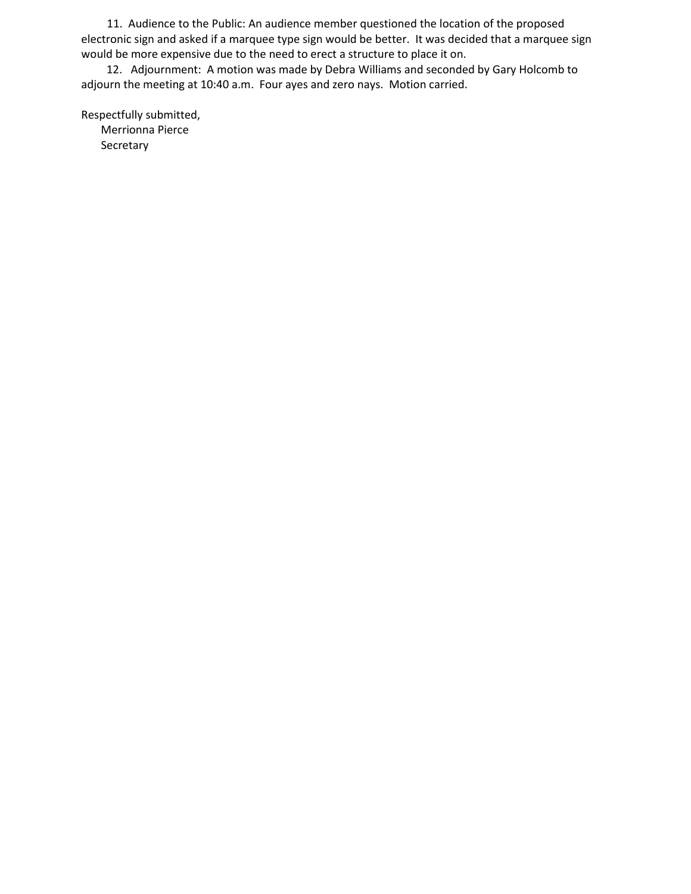11. Audience to the Public: An audience member questioned the location of the proposed electronic sign and asked if a marquee type sign would be better. It was decided that a marquee sign would be more expensive due to the need to erect a structure to place it on.

12. Adjournment: A motion was made by Debra Williams and seconded by Gary Holcomb to adjourn the meeting at 10:40 a.m. Four ayes and zero nays. Motion carried.

Respectfully submitted,
Merrionna Pierce
Secretary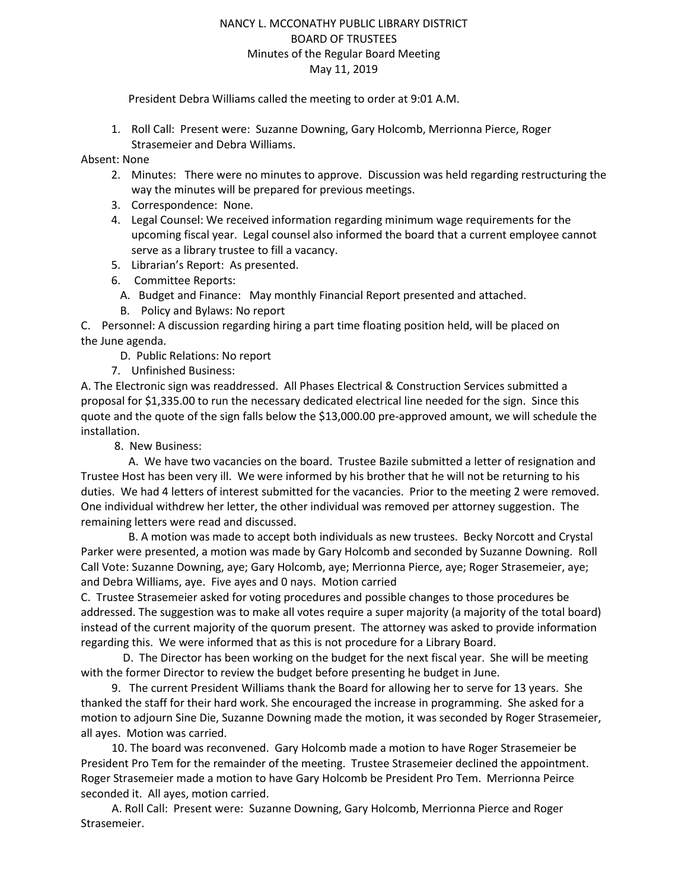NANCY L. MCCONATHY PUBLIC LIBRARY DISTRICT
BOARD OF TRUSTEES
Minutes of the Regular Board Meeting
May 11, 2019

President Debra Williams called the meeting to order at 9:01 A.M.

1. Roll Call: Present were: Suzanne Downing, Gary Holcomb, Merrionna Pierce, Roger Strasemeier and Debra Williams.

Absent: None

2. Minutes: There were no minutes to approve. Discussion was held regarding restructuring the way the minutes will be prepared for previous meetings.
3. Correspondence: None.
4. Legal Counsel: We received information regarding minimum wage requirements for the upcoming fiscal year. Legal counsel also informed the board that a current employee cannot serve as a library trustee to fill a vacancy.
5. Librarian's Report: As presented.
6. Committee Reports:
   A. Budget and Finance: May monthly Financial Report presented and attached.
   B. Policy and Bylaws: No report

C. Personnel: A discussion regarding hiring a part time floating position held, will be placed on the June agenda.

D. Public Relations: No report

7. Unfinished Business:

A. The Electronic sign was readdressed. All Phases Electrical & Construction Services submitted a proposal for $1,335.00 to run the necessary dedicated electrical line needed for the sign. Since this quote and the quote of the sign falls below the $13,000.00 pre-approved amount, we will schedule the installation.

8. New Business:

A. We have two vacancies on the board. Trustee Bazile submitted a letter of resignation and Trustee Host has been very ill. We were informed by his brother that he will not be returning to his duties. We had 4 letters of interest submitted for the vacancies. Prior to the meeting 2 were removed. One individual withdrew her letter, the other individual was removed per attorney suggestion. The remaining letters were read and discussed.

B. A motion was made to accept both individuals as new trustees. Becky Norcott and Crystal Parker were presented, a motion was made by Gary Holcomb and seconded by Suzanne Downing. Roll Call Vote: Suzanne Downing, aye; Gary Holcomb, aye; Merrionna Pierce, aye; Roger Strasemeier, aye; and Debra Williams, aye. Five ayes and 0 nays. Motion carried

C. Trustee Strasemeier asked for voting procedures and possible changes to those procedures be addressed. The suggestion was to make all votes require a super majority (a majority of the total board) instead of the current majority of the quorum present. The attorney was asked to provide information regarding this. We were informed that as this is not procedure for a Library Board.

D. The Director has been working on the budget for the next fiscal year. She will be meeting with the former Director to review the budget before presenting he budget in June.

9. The current President Williams thank the Board for allowing her to serve for 13 years. She thanked the staff for their hard work. She encouraged the increase in programming. She asked for a motion to adjourn Sine Die, Suzanne Downing made the motion, it was seconded by Roger Strasemeier, all ayes. Motion was carried.

10. The board was reconvened. Gary Holcomb made a motion to have Roger Strasemeier be President Pro Tem for the remainder of the meeting. Trustee Strasemeier declined the appointment. Roger Strasemeier made a motion to have Gary Holcomb be President Pro Tem. Merrionna Peirce seconded it. All ayes, motion carried.

A. Roll Call: Present were: Suzanne Downing, Gary Holcomb, Merrionna Pierce and Roger Strasemeier.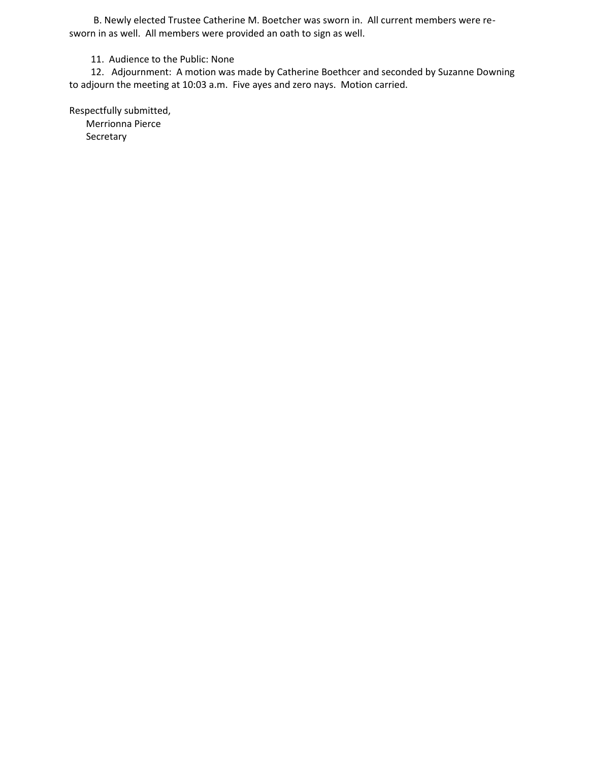B. Newly elected Trustee Catherine M. Boetcher was sworn in. All current members were re-sworn in as well. All members were provided an oath to sign as well.

11. Audience to the Public: None

12. Adjournment: A motion was made by Catherine Boethcer and seconded by Suzanne Downing to adjourn the meeting at 10:03 a.m. Five ayes and zero nays. Motion carried.

Respectfully submitted,  
Merrionna Pierce  
Secretary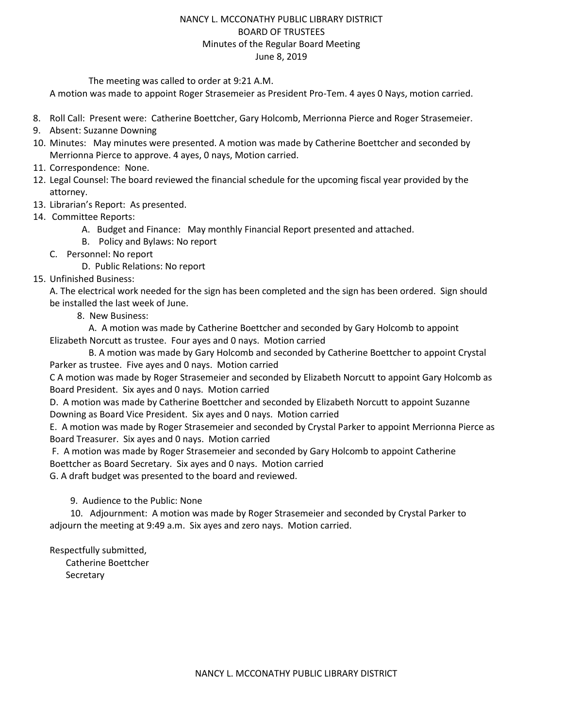# NANCY L. MCCONATHY PUBLIC LIBRARY DISTRICT

## BOARD OF TRUSTEES

### Minutes of the Regular Board Meeting

### June 8, 2019

The meeting was called to order at 9:21 A.M.

A motion was made to appoint Roger Strasemeier as President Pro-Tem. 4 ayes 0 Nays, motion carried.

8. Roll Call: Present were: Catherine Boettcher, Gary Holcomb, Merrionna Pierce and Roger Strasemeier.
9. Absent: Suzanne Downing
10. Minutes: May minutes were presented. A motion was made by Catherine Boettcher and seconded by Merrionna Pierce to approve. 4 ayes, 0 nays, Motion carried.
11. Correspondence: None.
12. Legal Counsel: The board reviewed the financial schedule for the upcoming fiscal year provided by the attorney.
13. Librarian's Report: As presented.
14. Committee Reports:
    - A. Budget and Finance: May monthly Financial Report presented and attached.
    - B. Policy and Bylaws: No report
    - C. Personnel: No report
    - D. Public Relations: No report
15. Unfinished Business:

    A. The electrical work needed for the sign has been completed and the sign has been ordered. Sign should be installed the last week of June.

8. New Business:

   A. A motion was made by Catherine Boettcher and seconded by Gary Holcomb to appoint Elizabeth Norcutt as trustee. Four ayes and 0 nays. Motion carried

   B. A motion was made by Gary Holcomb and seconded by Catherine Boettcher to appoint Crystal Parker as trustee. Five ayes and 0 nays. Motion carried

   C A motion was made by Roger Strasemeier and seconded by Elizabeth Norcutt to appoint Gary Holcomb as Board President. Six ayes and 0 nays. Motion carried

   D. A motion was made by Catherine Boettcher and seconded by Elizabeth Norcutt to appoint Suzanne Downing as Board Vice President. Six ayes and 0 nays. Motion carried

   E. A motion was made by Roger Strasemeier and seconded by Crystal Parker to appoint Merrionna Pierce as Board Treasurer. Six ayes and 0 nays. Motion carried

   F. A motion was made by Roger Strasemeier and seconded by Gary Holcomb to appoint Catherine Boettcher as Board Secretary. Six ayes and 0 nays. Motion carried

   G. A draft budget was presented to the board and reviewed.

9. Audience to the Public: None
10. Adjournment: A motion was made by Roger Strasemeier and seconded by Crystal Parker to adjourn the meeting at 9:49 a.m. Six ayes and zero nays. Motion carried.

Respectfully submitted,

Catherine Boettcher

Secretary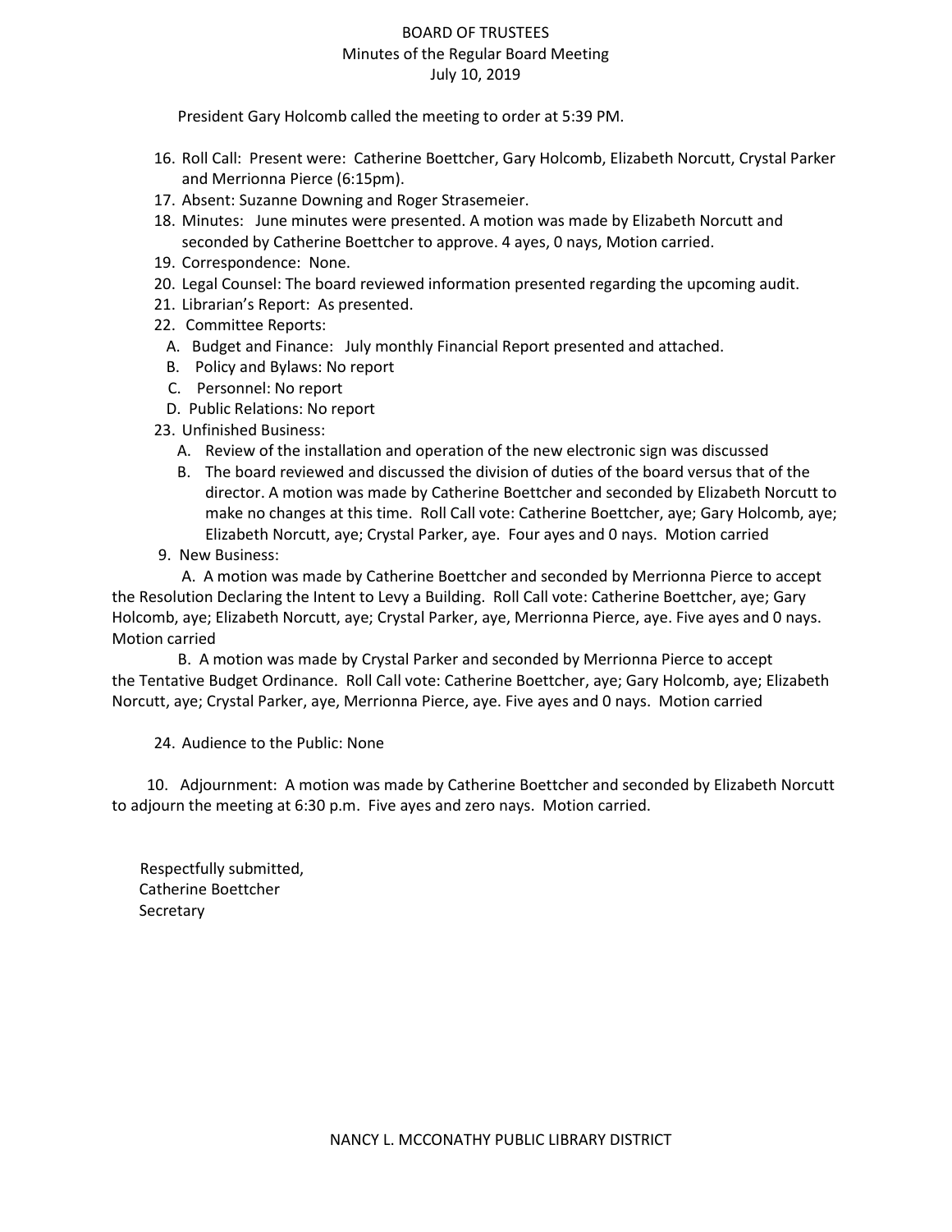BOARD OF TRUSTEES
Minutes of the Regular Board Meeting
July 10, 2019

President Gary Holcomb called the meeting to order at 5:39 PM.

16. Roll Call: Present were: Catherine Boettcher, Gary Holcomb, Elizabeth Norcutt, Crystal Parker and Merrionna Pierce (6:15pm).
17. Absent: Suzanne Downing and Roger Strasemeier.
18. Minutes: June minutes were presented. A motion was made by Elizabeth Norcutt and seconded by Catherine Boettcher to approve. 4 ayes, 0 nays, Motion carried.
19. Correspondence: None.
20. Legal Counsel: The board reviewed information presented regarding the upcoming audit.
21. Librarian's Report: As presented.
22. Committee Reports:
    A. Budget and Finance: July monthly Financial Report presented and attached.
    B. Policy and Bylaws: No report
    C. Personnel: No report
    D. Public Relations: No report
23. Unfinished Business:
    A. Review of the installation and operation of the new electronic sign was discussed
    B. The board reviewed and discussed the division of duties of the board versus that of the director. A motion was made by Catherine Boettcher and seconded by Elizabeth Norcutt to make no changes at this time. Roll Call vote: Catherine Boettcher, aye; Gary Holcomb, aye; Elizabeth Norcutt, aye; Crystal Parker, aye. Four ayes and 0 nays. Motion carried

9. New Business:

A. A motion was made by Catherine Boettcher and seconded by Merrionna Pierce to accept the Resolution Declaring the Intent to Levy a Building. Roll Call vote: Catherine Boettcher, aye; Gary Holcomb, aye; Elizabeth Norcutt, aye; Crystal Parker, aye, Merrionna Pierce, aye. Five ayes and 0 nays. Motion carried

B. A motion was made by Crystal Parker and seconded by Merrionna Pierce to accept the Tentative Budget Ordinance. Roll Call vote: Catherine Boettcher, aye; Gary Holcomb, aye; Elizabeth Norcutt, aye; Crystal Parker, aye, Merrionna Pierce, aye. Five ayes and 0 nays. Motion carried

24. Audience to the Public: None

10. Adjournment: A motion was made by Catherine Boettcher and seconded by Elizabeth Norcutt to adjourn the meeting at 6:30 p.m. Five ayes and zero nays. Motion carried.

Respectfully submitted,
Catherine Boettcher
Secretary

NANCY L. MCCONATHY PUBLIC LIBRARY DISTRICT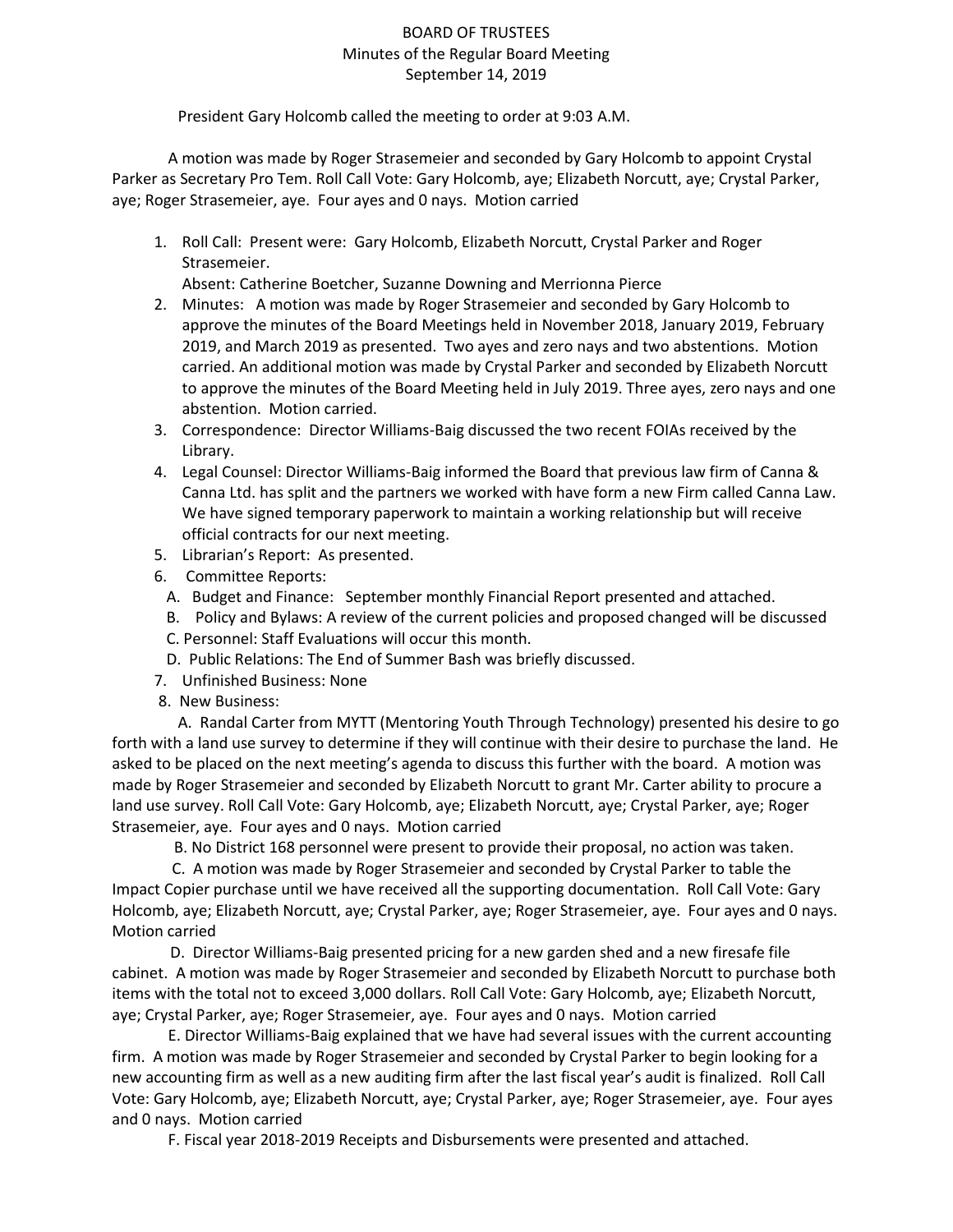BOARD OF TRUSTEES
Minutes of the Regular Board Meeting
September 14, 2019

President Gary Holcomb called the meeting to order at 9:03 A.M.

A motion was made by Roger Strasemeier and seconded by Gary Holcomb to appoint Crystal Parker as Secretary Pro Tem. Roll Call Vote: Gary Holcomb, aye; Elizabeth Norcutt, aye; Crystal Parker, aye; Roger Strasemeier, aye. Four ayes and 0 nays. Motion carried

1. Roll Call: Present were: Gary Holcomb, Elizabeth Norcutt, Crystal Parker and Roger Strasemeier.
   Absent: Catherine Boetcher, Suzanne Downing and Merrionna Pierce
2. Minutes: A motion was made by Roger Strasemeier and seconded by Gary Holcomb to approve the minutes of the Board Meetings held in November 2018, January 2019, February 2019, and March 2019 as presented. Two ayes and zero nays and two abstentions. Motion carried. An additional motion was made by Crystal Parker and seconded by Elizabeth Norcutt to approve the minutes of the Board Meeting held in July 2019. Three ayes, zero nays and one abstention. Motion carried.
3. Correspondence: Director Williams-Baig discussed the two recent FOIAs received by the Library.
4. Legal Counsel: Director Williams-Baig informed the Board that previous law firm of Canna & Canna Ltd. has split and the partners we worked with have form a new Firm called Canna Law. We have signed temporary paperwork to maintain a working relationship but will receive official contracts for our next meeting.
5. Librarian's Report: As presented.
6. Committee Reports:
   A. Budget and Finance: September monthly Financial Report presented and attached.
   B. Policy and Bylaws: A review of the current policies and proposed changed will be discussed
   C. Personnel: Staff Evaluations will occur this month.
   D. Public Relations: The End of Summer Bash was briefly discussed.
7. Unfinished Business: None
8. New Business:

A. Randal Carter from MYTT (Mentoring Youth Through Technology) presented his desire to go forth with a land use survey to determine if they will continue with their desire to purchase the land. He asked to be placed on the next meeting's agenda to discuss this further with the board. A motion was made by Roger Strasemeier and seconded by Elizabeth Norcutt to grant Mr. Carter ability to procure a land use survey. Roll Call Vote: Gary Holcomb, aye; Elizabeth Norcutt, aye; Crystal Parker, aye; Roger Strasemeier, aye. Four ayes and 0 nays. Motion carried

B. No District 168 personnel were present to provide their proposal, no action was taken.

C. A motion was made by Roger Strasemeier and seconded by Crystal Parker to table the Impact Copier purchase until we have received all the supporting documentation. Roll Call Vote: Gary Holcomb, aye; Elizabeth Norcutt, aye; Crystal Parker, aye; Roger Strasemeier, aye. Four ayes and 0 nays. Motion carried

D. Director Williams-Baig presented pricing for a new garden shed and a new firesafe file cabinet. A motion was made by Roger Strasemeier and seconded by Elizabeth Norcutt to purchase both items with the total not to exceed 3,000 dollars. Roll Call Vote: Gary Holcomb, aye; Elizabeth Norcutt, aye; Crystal Parker, aye; Roger Strasemeier, aye. Four ayes and 0 nays. Motion carried

E. Director Williams-Baig explained that we have had several issues with the current accounting firm. A motion was made by Roger Strasemeier and seconded by Crystal Parker to begin looking for a new accounting firm as well as a new auditing firm after the last fiscal year's audit is finalized. Roll Call Vote: Gary Holcomb, aye; Elizabeth Norcutt, aye; Crystal Parker, aye; Roger Strasemeier, aye. Four ayes and 0 nays. Motion carried

F. Fiscal year 2018-2019 Receipts and Disbursements were presented and attached.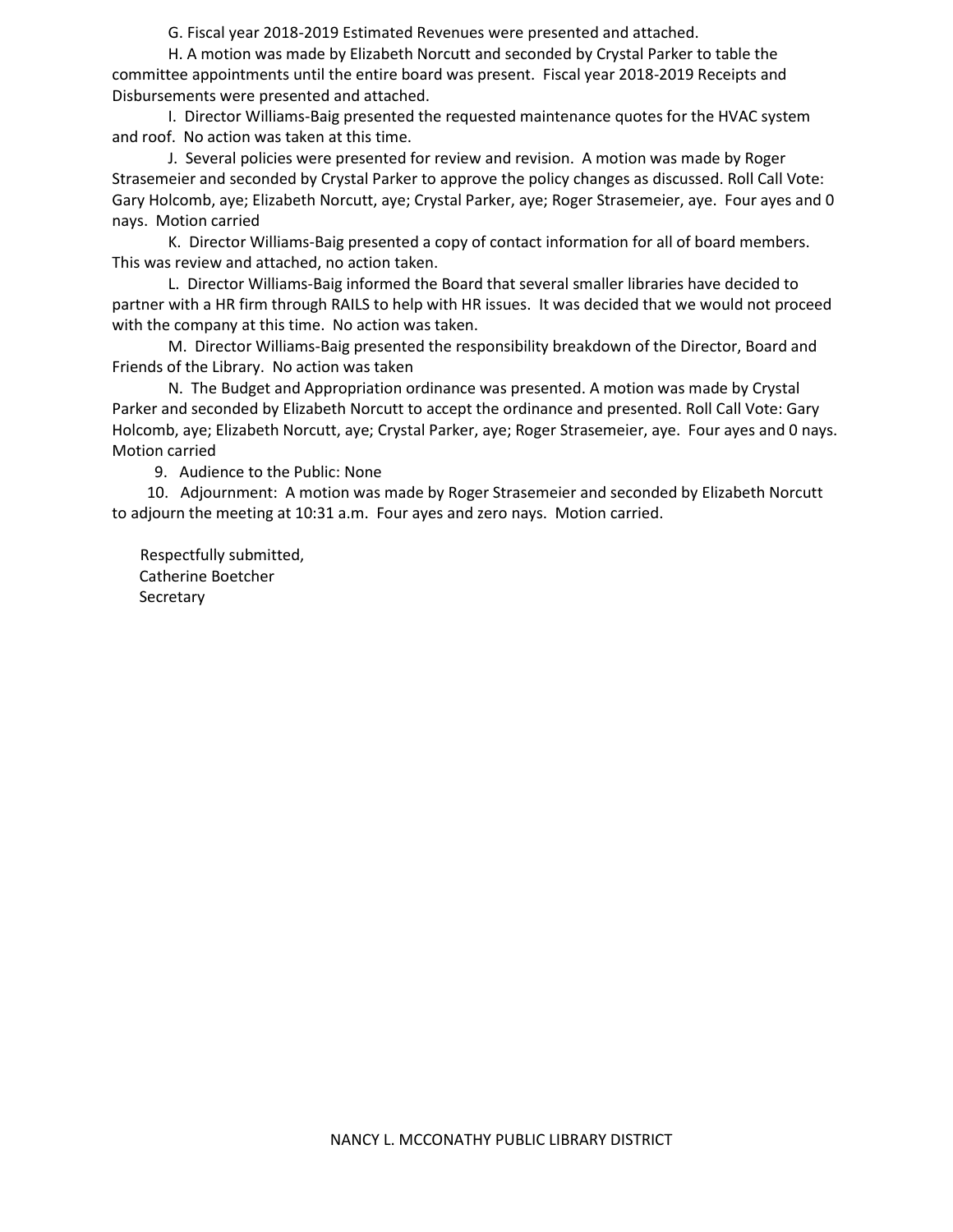G. Fiscal year 2018-2019 Estimated Revenues were presented and attached.

H. A motion was made by Elizabeth Norcutt and seconded by Crystal Parker to table the committee appointments until the entire board was present. Fiscal year 2018-2019 Receipts and Disbursements were presented and attached.

I. Director Williams-Baig presented the requested maintenance quotes for the HVAC system and roof. No action was taken at this time.

J. Several policies were presented for review and revision. A motion was made by Roger Strasemeier and seconded by Crystal Parker to approve the policy changes as discussed. Roll Call Vote: Gary Holcomb, aye; Elizabeth Norcutt, aye; Crystal Parker, aye; Roger Strasemeier, aye. Four ayes and 0 nays. Motion carried

K. Director Williams-Baig presented a copy of contact information for all of board members. This was review and attached, no action taken.

L. Director Williams-Baig informed the Board that several smaller libraries have decided to partner with a HR firm through RAILS to help with HR issues. It was decided that we would not proceed with the company at this time. No action was taken.

M. Director Williams-Baig presented the responsibility breakdown of the Director, Board and Friends of the Library. No action was taken

N. The Budget and Appropriation ordinance was presented. A motion was made by Crystal Parker and seconded by Elizabeth Norcutt to accept the ordinance and presented. Roll Call Vote: Gary Holcomb, aye; Elizabeth Norcutt, aye; Crystal Parker, aye; Roger Strasemeier, aye. Four ayes and 0 nays. Motion carried

9. Audience to the Public: None

10. Adjournment: A motion was made by Roger Strasemeier and seconded by Elizabeth Norcutt to adjourn the meeting at 10:31 a.m. Four ayes and zero nays. Motion carried.

Respectfully submitted,
Catherine Boetcher
Secretary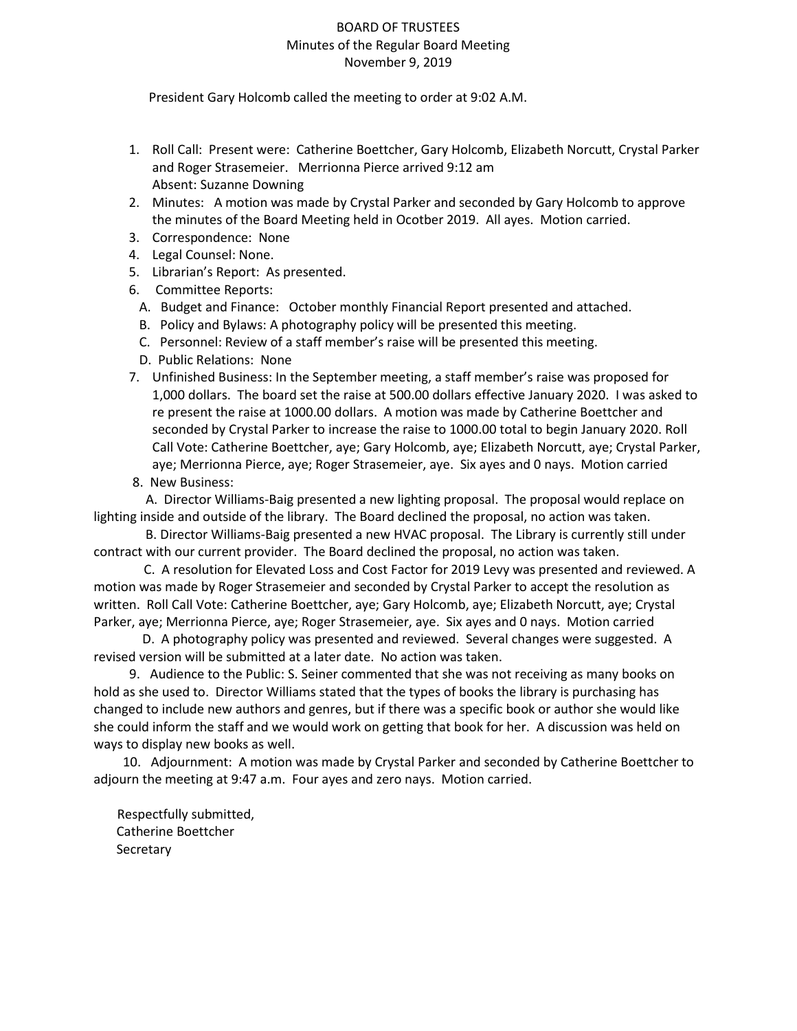BOARD OF TRUSTEES
Minutes of the Regular Board Meeting
November 9, 2019

President Gary Holcomb called the meeting to order at 9:02 A.M.

1. Roll Call: Present were: Catherine Boettcher, Gary Holcomb, Elizabeth Norcutt, Crystal Parker and Roger Strasemeier. Merrionna Pierce arrived 9:12 am
   Absent: Suzanne Downing
2. Minutes: A motion was made by Crystal Parker and seconded by Gary Holcomb to approve the minutes of the Board Meeting held in Ocotber 2019. All ayes. Motion carried.
3. Correspondence: None
4. Legal Counsel: None.
5. Librarian's Report: As presented.
6. Committee Reports:
   A. Budget and Finance: October monthly Financial Report presented and attached.
   B. Policy and Bylaws: A photography policy will be presented this meeting.
   C. Personnel: Review of a staff member's raise will be presented this meeting.
   D. Public Relations: None
7. Unfinished Business: In the September meeting, a staff member's raise was proposed for 1,000 dollars. The board set the raise at 500.00 dollars effective January 2020. I was asked to re present the raise at 1000.00 dollars. A motion was made by Catherine Boettcher and seconded by Crystal Parker to increase the raise to 1000.00 total to begin January 2020. Roll Call Vote: Catherine Boettcher, aye; Gary Holcomb, aye; Elizabeth Norcutt, aye; Crystal Parker, aye; Merrionna Pierce, aye; Roger Strasemeier, aye. Six ayes and 0 nays. Motion carried
8. New Business:

A. Director Williams-Baig presented a new lighting proposal. The proposal would replace on lighting inside and outside of the library. The Board declined the proposal, no action was taken.

B. Director Williams-Baig presented a new HVAC proposal. The Library is currently still under contract with our current provider. The Board declined the proposal, no action was taken.

C. A resolution for Elevated Loss and Cost Factor for 2019 Levy was presented and reviewed. A motion was made by Roger Strasemeier and seconded by Crystal Parker to accept the resolution as written. Roll Call Vote: Catherine Boettcher, aye; Gary Holcomb, aye; Elizabeth Norcutt, aye; Crystal Parker, aye; Merrionna Pierce, aye; Roger Strasemeier, aye. Six ayes and 0 nays. Motion carried

D. A photography policy was presented and reviewed. Several changes were suggested. A revised version will be submitted at a later date. No action was taken.

9. Audience to the Public: S. Seiner commented that she was not receiving as many books on hold as she used to. Director Williams stated that the types of books the library is purchasing has changed to include new authors and genres, but if there was a specific book or author she would like she could inform the staff and we would work on getting that book for her. A discussion was held on ways to display new books as well.

10. Adjournment: A motion was made by Crystal Parker and seconded by Catherine Boettcher to adjourn the meeting at 9:47 a.m. Four ayes and zero nays. Motion carried.

Respectfully submitted,
Catherine Boettcher
Secretary